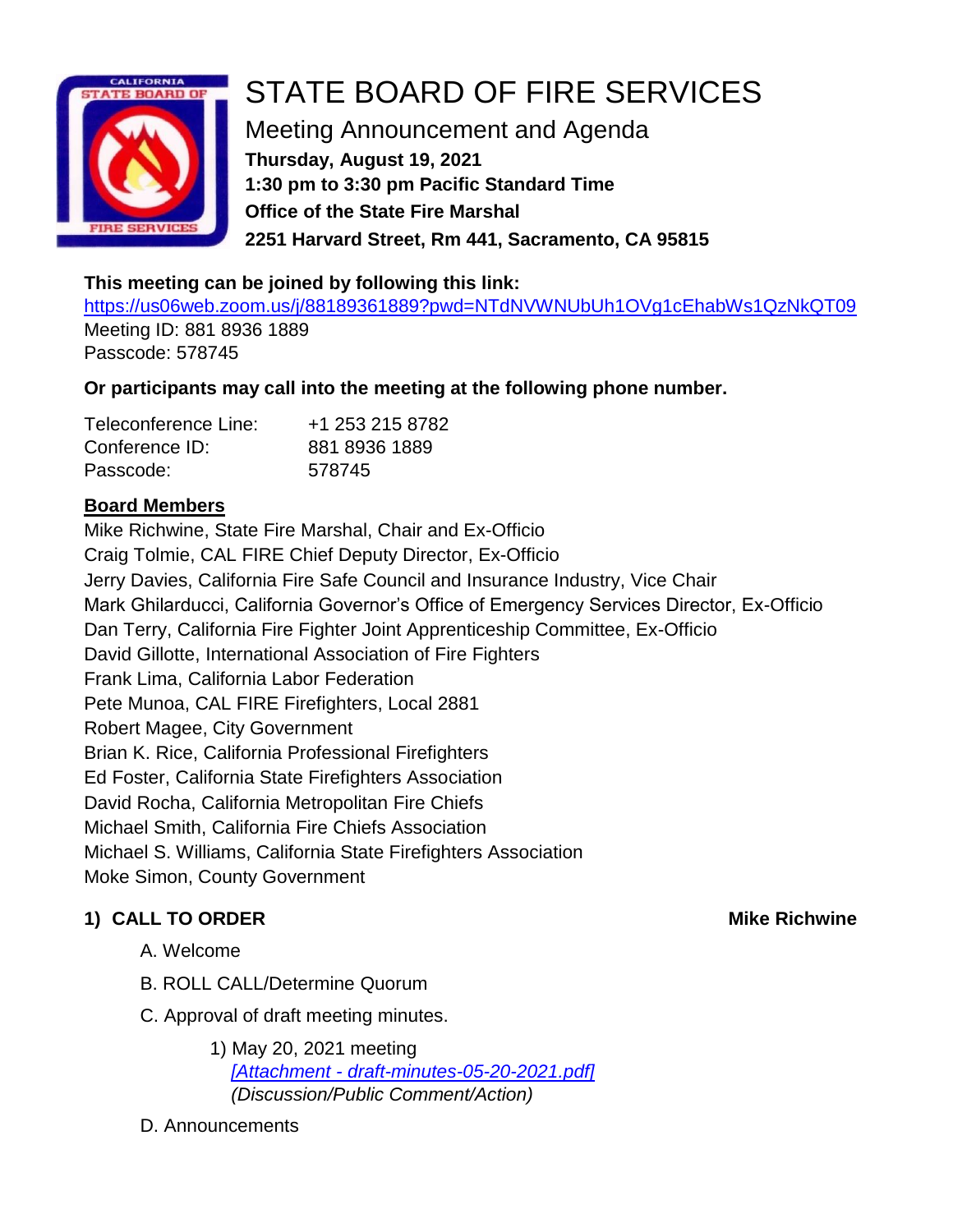# STATE BOARD OF FIRE SERVICES

## Meeting Announcement and Agenda

**Thursday, August 19, 2021**
**1:30 pm to 3:30 pm Pacific Standard Time**
**Office of the State Fire Marshal**
**2251 Harvard Street, Rm 441, Sacramento, CA 95815**

**This meeting can be joined by following this link:**
https://us06web.zoom.us/j/88189361889?pwd=NTdNVWNUbUh1OVg1cEhabWs1QzNkQT09
Meeting ID: 881 8936 1889
Passcode: 578745

**Or participants may call into the meeting at the following phone number.**

| | |
|---|---|
| Teleconference Line: | +1 253 215 8782 |
| Conference ID: | 881 8936 1889 |
| Passcode: | 578745 |

**Board Members**

Mike Richwine, State Fire Marshal, Chair and Ex-Officio
Craig Tolmie, CAL FIRE Chief Deputy Director, Ex-Officio
Jerry Davies, California Fire Safe Council and Insurance Industry, Vice Chair
Mark Ghilarducci, California Governor's Office of Emergency Services Director, Ex-Officio
Dan Terry, California Fire Fighter Joint Apprenticeship Committee, Ex-Officio
David Gillotte, International Association of Fire Fighters
Frank Lima, California Labor Federation
Pete Munoa, CAL FIRE Firefighters, Local 2881
Robert Magee, City Government
Brian K. Rice, California Professional Firefighters
Ed Foster, California State Firefighters Association
David Rocha, California Metropolitan Fire Chiefs
Michael Smith, California Fire Chiefs Association
Michael S. Williams, California State Firefighters Association
Moke Simon, County Government

### 1) CALL TO ORDER — Mike Richwine

A. Welcome

B. ROLL CALL/Determine Quorum

C. Approval of draft meeting minutes.

1) May 20, 2021 meeting
*[Attachment - draft-minutes-05-20-2021.pdf]*
*(Discussion/Public Comment/Action)*

D. Announcements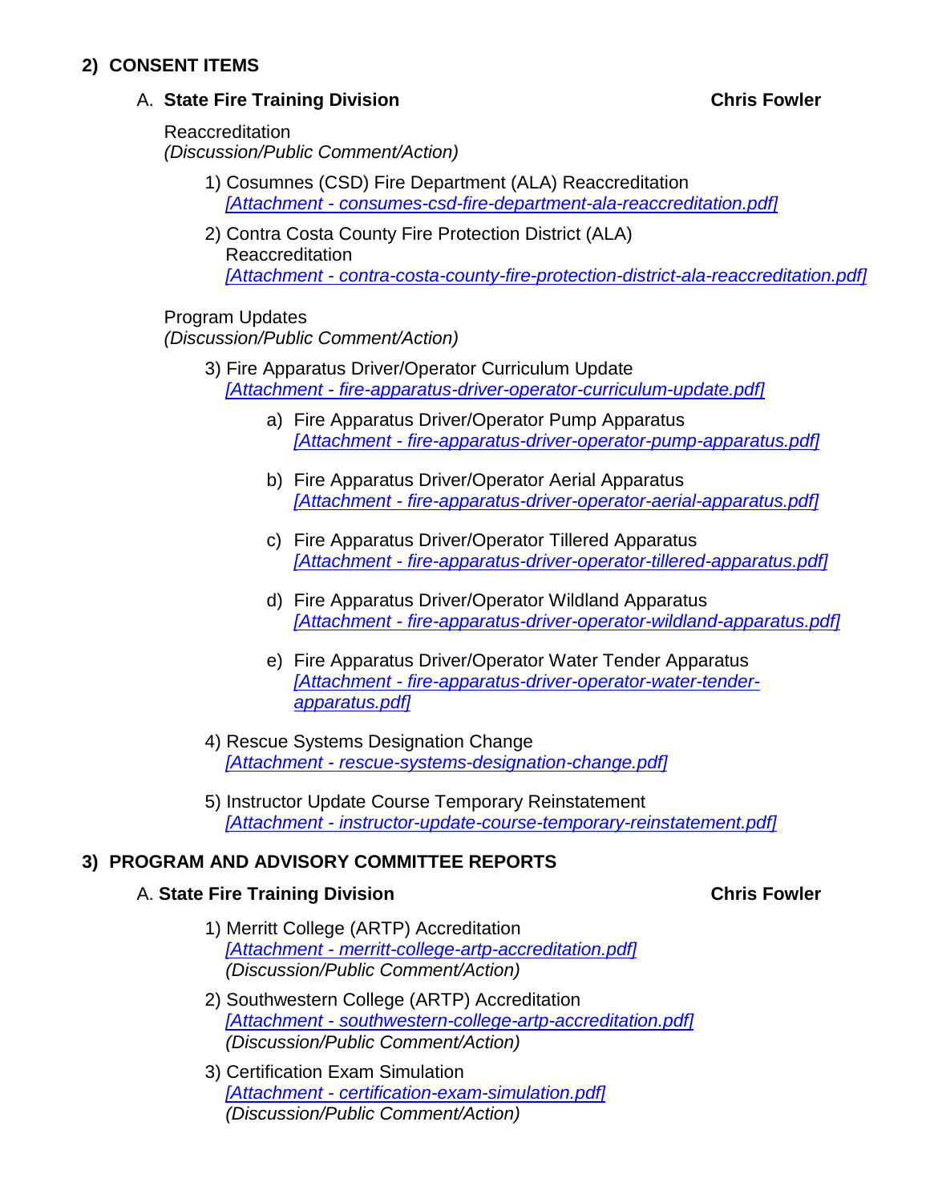## 2) CONSENT ITEMS

### A. State Fire Training Division — Chris Fowler

Reaccreditation
*(Discussion/Public Comment/Action)*

1) Cosumnes (CSD) Fire Department (ALA) Reaccreditation
   *[Attachment - consumes-csd-fire-department-ala-reaccreditation.pdf]*

2) Contra Costa County Fire Protection District (ALA) Reaccreditation
   *[Attachment - contra-costa-county-fire-protection-district-ala-reaccreditation.pdf]*

Program Updates
*(Discussion/Public Comment/Action)*

3) Fire Apparatus Driver/Operator Curriculum Update
   *[Attachment - fire-apparatus-driver-operator-curriculum-update.pdf]*

   a) Fire Apparatus Driver/Operator Pump Apparatus
      *[Attachment - fire-apparatus-driver-operator-pump-apparatus.pdf]*

   b) Fire Apparatus Driver/Operator Aerial Apparatus
      *[Attachment - fire-apparatus-driver-operator-aerial-apparatus.pdf]*

   c) Fire Apparatus Driver/Operator Tillered Apparatus
      *[Attachment - fire-apparatus-driver-operator-tillered-apparatus.pdf]*

   d) Fire Apparatus Driver/Operator Wildland Apparatus
      *[Attachment - fire-apparatus-driver-operator-wildland-apparatus.pdf]*

   e) Fire Apparatus Driver/Operator Water Tender Apparatus
      *[Attachment - fire-apparatus-driver-operator-water-tender-apparatus.pdf]*

4) Rescue Systems Designation Change
   *[Attachment - rescue-systems-designation-change.pdf]*

5) Instructor Update Course Temporary Reinstatement
   *[Attachment - instructor-update-course-temporary-reinstatement.pdf]*

## 3) PROGRAM AND ADVISORY COMMITTEE REPORTS

### A. State Fire Training Division — Chris Fowler

1) Merritt College (ARTP) Accreditation
   *[Attachment - merritt-college-artp-accreditation.pdf]*
   *(Discussion/Public Comment/Action)*

2) Southwestern College (ARTP) Accreditation
   *[Attachment - southwestern-college-artp-accreditation.pdf]*
   *(Discussion/Public Comment/Action)*

3) Certification Exam Simulation
   *[Attachment - certification-exam-simulation.pdf]*
   *(Discussion/Public Comment/Action)*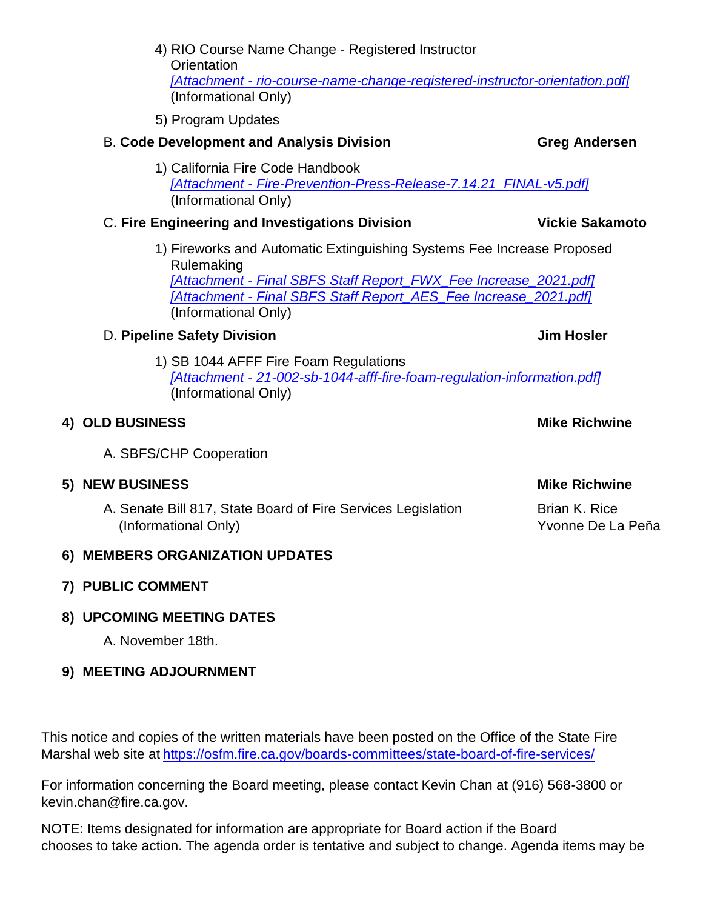4) RIO Course Name Change - Registered Instructor Orientation
   *[Attachment - rio-course-name-change-registered-instructor-orientation.pdf]*
   (Informational Only)

5) Program Updates

B. **Code Development and Analysis Division** **Greg Andersen**

1) California Fire Code Handbook
   *[Attachment - Fire-Prevention-Press-Release-7.14.21_FINAL-v5.pdf]*
   (Informational Only)

C. **Fire Engineering and Investigations Division** **Vickie Sakamoto**

1) Fireworks and Automatic Extinguishing Systems Fee Increase Proposed Rulemaking
   *[Attachment - Final SBFS Staff Report_FWX_Fee Increase_2021.pdf]*
   *[Attachment - Final SBFS Staff Report_AES_Fee Increase_2021.pdf]*
   (Informational Only)

D. **Pipeline Safety Division** **Jim Hosler**

1) SB 1044 AFFF Fire Foam Regulations
   *[Attachment - 21-002-sb-1044-afff-fire-foam-regulation-information.pdf]*
   (Informational Only)

**4) OLD BUSINESS** **Mike Richwine**

A. SBFS/CHP Cooperation

**5) NEW BUSINESS** **Mike Richwine**

A. Senate Bill 817, State Board of Fire Services Legislation (Informational Only) — Brian K. Rice, Yvonne De La Peña

**6) MEMBERS ORGANIZATION UPDATES**

**7) PUBLIC COMMENT**

**8) UPCOMING MEETING DATES**

A. November 18th.

**9) MEETING ADJOURNMENT**

This notice and copies of the written materials have been posted on the Office of the State Fire Marshal web site at https://osfm.fire.ca.gov/boards-committees/state-board-of-fire-services/

For information concerning the Board meeting, please contact Kevin Chan at (916) 568-3800 or kevin.chan@fire.ca.gov.

NOTE: Items designated for information are appropriate for Board action if the Board chooses to take action. The agenda order is tentative and subject to change. Agenda items may be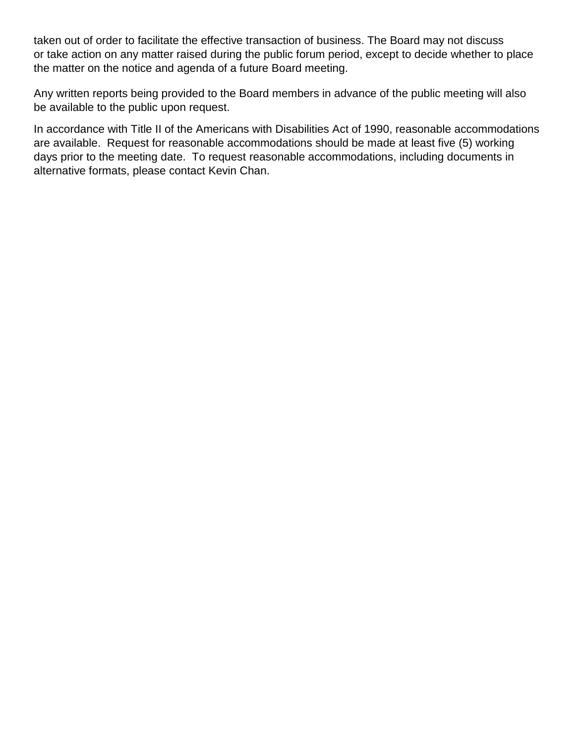taken out of order to facilitate the effective transaction of business. The Board may not discuss or take action on any matter raised during the public forum period, except to decide whether to place the matter on the notice and agenda of a future Board meeting.

Any written reports being provided to the Board members in advance of the public meeting will also be available to the public upon request.

In accordance with Title II of the Americans with Disabilities Act of 1990, reasonable accommodations are available. Request for reasonable accommodations should be made at least five (5) working days prior to the meeting date. To request reasonable accommodations, including documents in alternative formats, please contact Kevin Chan.